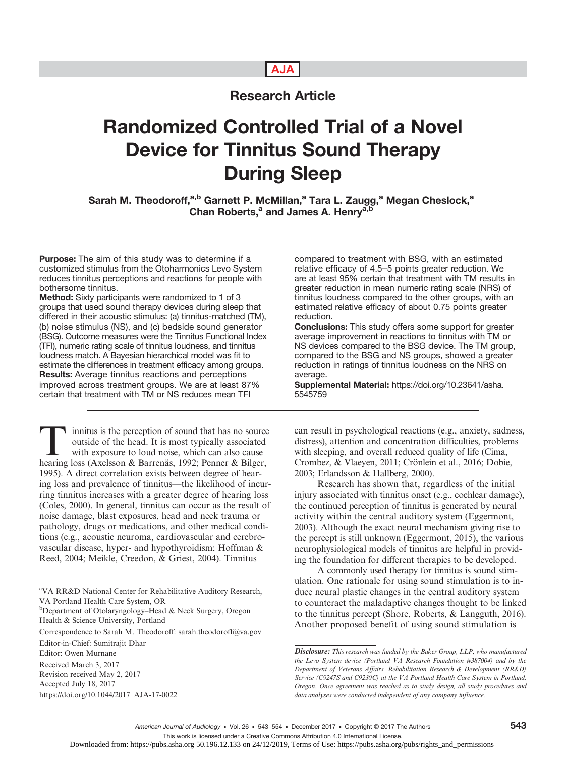AJA

## Research Article

# Randomized Controlled Trial of a Novel Device for Tinnitus Sound Therapy During Sleep

**Sarah M. Theodoroff,[a,b] Garnett P. McMillan,[a] Tara L. Zaugg,[a] Megan Cheslock,[a] Chan Roberts,[a] and James A. Henry[a,b]**

**Purpose:** The aim of this study was to determine if a customized stimulus from the Otoharmonics Levo System reduces tinnitus perceptions and reactions for people with bothersome tinnitus.

**Method:** Sixty participants were randomized to 1 of 3 groups that used sound therapy devices during sleep that differed in their acoustic stimulus: (a) tinnitus-matched (TM), (b) noise stimulus (NS), and (c) bedside sound generator (BSG). Outcome measures were the Tinnitus Functional Index (TFI), numeric rating scale of tinnitus loudness, and tinnitus loudness match. A Bayesian hierarchical model was fit to estimate the differences in treatment efficacy among groups.

**Results:** Average tinnitus reactions and perceptions improved across treatment groups. We are at least 87% certain that treatment with TM or NS reduces mean TFI compared to treatment with BSG, with an estimated relative efficacy of 4.5–5 points greater reduction. We are at least 95% certain that treatment with TM results in greater reduction in mean numeric rating scale (NRS) of tinnitus loudness compared to the other groups, with an estimated relative efficacy of about 0.75 points greater reduction.

**Conclusions:** This study offers some support for greater average improvement in reactions to tinnitus with TM or NS devices compared to the BSG device. The TM group, compared to the BSG and NS groups, showed a greater reduction in ratings of tinnitus loudness on the NRS on average.

**Supplemental Material:** https://doi.org/10.23641/asha.5545759

Tinnitus is the perception of sound that has no source outside of the head. It is most typically associated with exposure to loud noise, which can also cause hearing loss (Axelsson & Barrenäs, 1992; Penner & Bilger, 1995). A direct correlation exists between degree of hearing loss and prevalence of tinnitus—the likelihood of incurring tinnitus increases with a greater degree of hearing loss (Coles, 2000). In general, tinnitus can occur as the result of noise damage, blast exposures, head and neck trauma or pathology, drugs or medications, and other medical conditions (e.g., acoustic neuroma, cardiovascular and cerebrovascular disease, hyper- and hypothyroidism; Hoffman & Reed, 2004; Meikle, Creedon, & Griest, 2004). Tinnitus can result in psychological reactions (e.g., anxiety, sadness, distress), attention and concentration difficulties, problems with sleeping, and overall reduced quality of life (Cima, Crombez, & Vlaeyen, 2011; Crönlein et al., 2016; Dobie, 2003; Erlandsson & Hallberg, 2000).

Research has shown that, regardless of the initial injury associated with tinnitus onset (e.g., cochlear damage), the continued perception of tinnitus is generated by neural activity within the central auditory system (Eggermont, 2003). Although the exact neural mechanism giving rise to the percept is still unknown (Eggermont, 2015), the various neurophysiological models of tinnitus are helpful in providing the foundation for different therapies to be developed.

A commonly used therapy for tinnitus is sound stimulation. One rationale for using sound stimulation is to induce neural plastic changes in the central auditory system to counteract the maladaptive changes thought to be linked to the tinnitus percept (Shore, Roberts, & Langguth, 2016). Another proposed benefit of using sound stimulation is

[a]VA RR&D National Center for Rehabilitative Auditory Research, VA Portland Health Care System, OR
[b]Department of Otolaryngology–Head & Neck Surgery, Oregon Health & Science University, Portland

Correspondence to Sarah M. Theodoroff: sarah.theodoroff@va.gov

Editor-in-Chief: Sumitrajit Dhar
Editor: Owen Murnane

Received March 3, 2017
Revision received May 2, 2017
Accepted July 18, 2017
https://doi.org/10.1044/2017_AJA-17-0022

***Disclosure:*** *This research was funded by the Baker Group, LLP, who manufactured the Levo System device (Portland VA Research Foundation #387004) and by the Department of Veterans Affairs, Rehabilitation Research & Development (RR&D) Service (C9247S and C9230C) at the VA Portland Health Care System in Portland, Oregon. Once agreement was reached as to study design, all study procedures and data analyses were conducted independent of any company influence.*

This work is licensed under a Creative Commons Attribution 4.0 International License.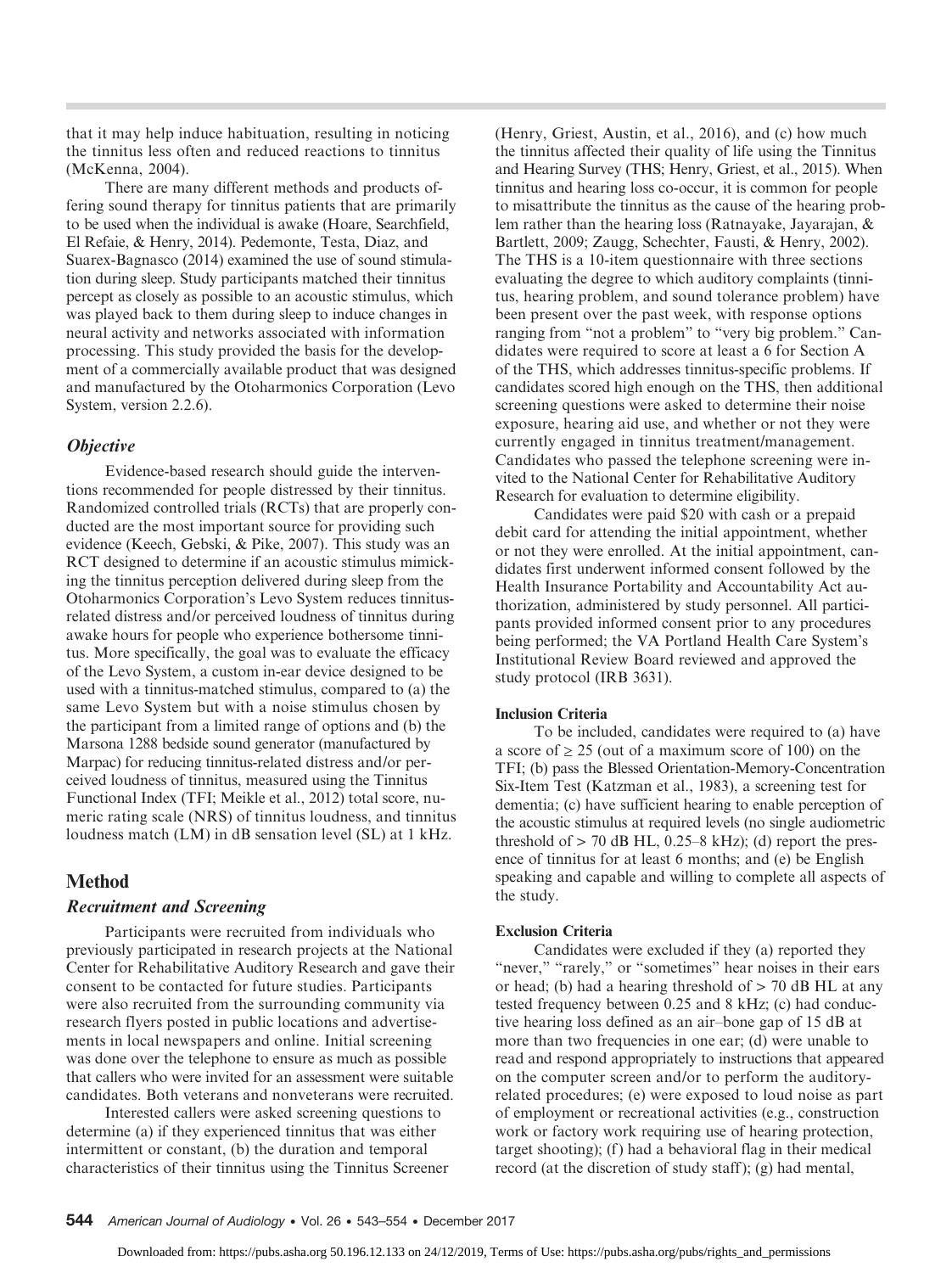that it may help induce habituation, resulting in noticing the tinnitus less often and reduced reactions to tinnitus (McKenna, 2004).

There are many different methods and products offering sound therapy for tinnitus patients that are primarily to be used when the individual is awake (Hoare, Searchfield, El Refaie, & Henry, 2014). Pedemonte, Testa, Diaz, and Suarex-Bagnasco (2014) examined the use of sound stimulation during sleep. Study participants matched their tinnitus percept as closely as possible to an acoustic stimulus, which was played back to them during sleep to induce changes in neural activity and networks associated with information processing. This study provided the basis for the development of a commercially available product that was designed and manufactured by the Otoharmonics Corporation (Levo System, version 2.2.6).

### *Objective*

Evidence-based research should guide the interventions recommended for people distressed by their tinnitus. Randomized controlled trials (RCTs) that are properly conducted are the most important source for providing such evidence (Keech, Gebski, & Pike, 2007). This study was an RCT designed to determine if an acoustic stimulus mimicking the tinnitus perception delivered during sleep from the Otoharmonics Corporation's Levo System reduces tinnitus-related distress and/or perceived loudness of tinnitus during awake hours for people who experience bothersome tinnitus. More specifically, the goal was to evaluate the efficacy of the Levo System, a custom in-ear device designed to be used with a tinnitus-matched stimulus, compared to (a) the same Levo System but with a noise stimulus chosen by the participant from a limited range of options and (b) the Marsona 1288 bedside sound generator (manufactured by Marpac) for reducing tinnitus-related distress and/or perceived loudness of tinnitus, measured using the Tinnitus Functional Index (TFI; Meikle et al., 2012) total score, numeric rating scale (NRS) of tinnitus loudness, and tinnitus loudness match (LM) in dB sensation level (SL) at 1 kHz.

## Method

### *Recruitment and Screening*

Participants were recruited from individuals who previously participated in research projects at the National Center for Rehabilitative Auditory Research and gave their consent to be contacted for future studies. Participants were also recruited from the surrounding community via research flyers posted in public locations and advertisements in local newspapers and online. Initial screening was done over the telephone to ensure as much as possible that callers who were invited for an assessment were suitable candidates. Both veterans and nonveterans were recruited.

Interested callers were asked screening questions to determine (a) if they experienced tinnitus that was either intermittent or constant, (b) the duration and temporal characteristics of their tinnitus using the Tinnitus Screener (Henry, Griest, Austin, et al., 2016), and (c) how much the tinnitus affected their quality of life using the Tinnitus and Hearing Survey (THS; Henry, Griest, et al., 2015). When tinnitus and hearing loss co-occur, it is common for people to misattribute the tinnitus as the cause of the hearing problem rather than the hearing loss (Ratnayake, Jayarajan, & Bartlett, 2009; Zaugg, Schechter, Fausti, & Henry, 2002). The THS is a 10-item questionnaire with three sections evaluating the degree to which auditory complaints (tinnitus, hearing problem, and sound tolerance problem) have been present over the past week, with response options ranging from "not a problem" to "very big problem." Candidates were required to score at least a 6 for Section A of the THS, which addresses tinnitus-specific problems. If candidates scored high enough on the THS, then additional screening questions were asked to determine their noise exposure, hearing aid use, and whether or not they were currently engaged in tinnitus treatment/management. Candidates who passed the telephone screening were invited to the National Center for Rehabilitative Auditory Research for evaluation to determine eligibility.

Candidates were paid $20 with cash or a prepaid debit card for attending the initial appointment, whether or not they were enrolled. At the initial appointment, candidates first underwent informed consent followed by the Health Insurance Portability and Accountability Act authorization, administered by study personnel. All participants provided informed consent prior to any procedures being performed; the VA Portland Health Care System's Institutional Review Board reviewed and approved the study protocol (IRB 3631).

#### Inclusion Criteria

To be included, candidates were required to (a) have a score of $\geq 25$ (out of a maximum score of 100) on the TFI; (b) pass the Blessed Orientation-Memory-Concentration Six-Item Test (Katzman et al., 1983), a screening test for dementia; (c) have sufficient hearing to enable perception of the acoustic stimulus at required levels (no single audiometric threshold of $> 70$ dB HL, 0.25–8 kHz); (d) report the presence of tinnitus for at least 6 months; and (e) be English speaking and capable and willing to complete all aspects of the study.

#### Exclusion Criteria

Candidates were excluded if they (a) reported they "never," "rarely," or "sometimes" hear noises in their ears or head; (b) had a hearing threshold of $> 70$ dB HL at any tested frequency between 0.25 and 8 kHz; (c) had conductive hearing loss defined as an air–bone gap of 15 dB at more than two frequencies in one ear; (d) were unable to read and respond appropriately to instructions that appeared on the computer screen and/or to perform the auditory-related procedures; (e) were exposed to loud noise as part of employment or recreational activities (e.g., construction work or factory work requiring use of hearing protection, target shooting); (f) had a behavioral flag in their medical record (at the discretion of study staff); (g) had mental,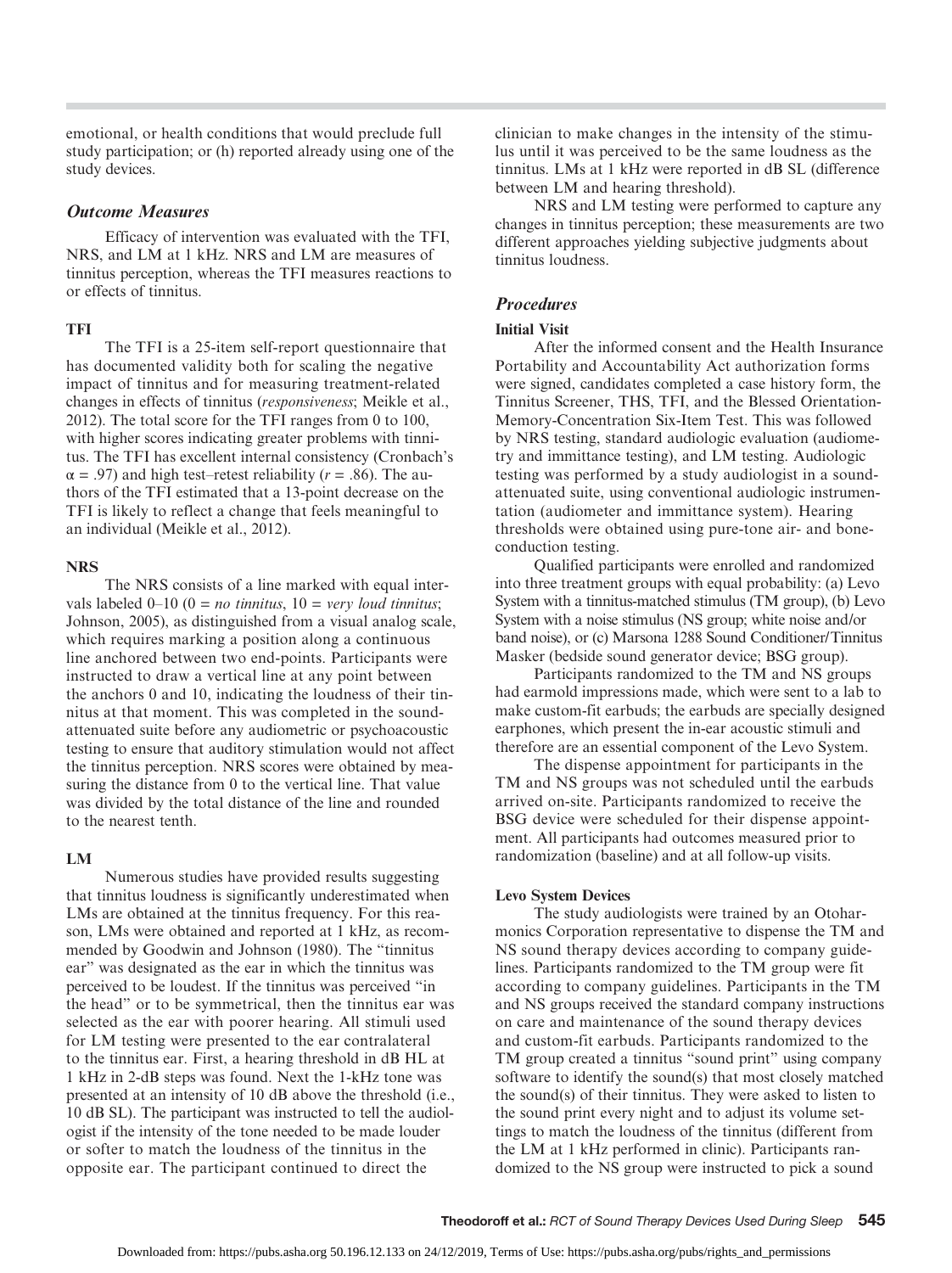emotional, or health conditions that would preclude full study participation; or (h) reported already using one of the study devices.

### *Outcome Measures*

Efficacy of intervention was evaluated with the TFI, NRS, and LM at 1 kHz. NRS and LM are measures of tinnitus perception, whereas the TFI measures reactions to or effects of tinnitus.

#### TFI

The TFI is a 25-item self-report questionnaire that has documented validity both for scaling the negative impact of tinnitus and for measuring treatment-related changes in effects of tinnitus (*responsiveness*; Meikle et al., 2012). The total score for the TFI ranges from 0 to 100, with higher scores indicating greater problems with tinnitus. The TFI has excellent internal consistency (Cronbach's $\alpha = .97$) and high test–retest reliability ($r = .86$). The authors of the TFI estimated that a 13-point decrease on the TFI is likely to reflect a change that feels meaningful to an individual (Meikle et al., 2012).

#### NRS

The NRS consists of a line marked with equal intervals labeled 0–10 (0 = *no tinnitus*, 10 = *very loud tinnitus*; Johnson, 2005), as distinguished from a visual analog scale, which requires marking a position along a continuous line anchored between two end-points. Participants were instructed to draw a vertical line at any point between the anchors 0 and 10, indicating the loudness of their tinnitus at that moment. This was completed in the sound-attenuated suite before any audiometric or psychoacoustic testing to ensure that auditory stimulation would not affect the tinnitus perception. NRS scores were obtained by measuring the distance from 0 to the vertical line. That value was divided by the total distance of the line and rounded to the nearest tenth.

#### LM

Numerous studies have provided results suggesting that tinnitus loudness is significantly underestimated when LMs are obtained at the tinnitus frequency. For this reason, LMs were obtained and reported at 1 kHz, as recommended by Goodwin and Johnson (1980). The "tinnitus ear" was designated as the ear in which the tinnitus was perceived to be loudest. If the tinnitus was perceived "in the head" or to be symmetrical, then the tinnitus ear was selected as the ear with poorer hearing. All stimuli used for LM testing were presented to the ear contralateral to the tinnitus ear. First, a hearing threshold in dB HL at 1 kHz in 2-dB steps was found. Next the 1-kHz tone was presented at an intensity of 10 dB above the threshold (i.e., 10 dB SL). The participant was instructed to tell the audiologist if the intensity of the tone needed to be made louder or softer to match the loudness of the tinnitus in the opposite ear. The participant continued to direct the clinician to make changes in the intensity of the stimulus until it was perceived to be the same loudness as the tinnitus. LMs at 1 kHz were reported in dB SL (difference between LM and hearing threshold).

NRS and LM testing were performed to capture any changes in tinnitus perception; these measurements are two different approaches yielding subjective judgments about tinnitus loudness.

### *Procedures*

#### Initial Visit

After the informed consent and the Health Insurance Portability and Accountability Act authorization forms were signed, candidates completed a case history form, the Tinnitus Screener, THS, TFI, and the Blessed Orientation-Memory-Concentration Six-Item Test. This was followed by NRS testing, standard audiologic evaluation (audiometry and immittance testing), and LM testing. Audiologic testing was performed by a study audiologist in a sound-attenuated suite, using conventional audiologic instrumentation (audiometer and immittance system). Hearing thresholds were obtained using pure-tone air- and bone-conduction testing.

Qualified participants were enrolled and randomized into three treatment groups with equal probability: (a) Levo System with a tinnitus-matched stimulus (TM group), (b) Levo System with a noise stimulus (NS group; white noise and/or band noise), or (c) Marsona 1288 Sound Conditioner/Tinnitus Masker (bedside sound generator device; BSG group).

Participants randomized to the TM and NS groups had earmold impressions made, which were sent to a lab to make custom-fit earbuds; the earbuds are specially designed earphones, which present the in-ear acoustic stimuli and therefore are an essential component of the Levo System.

The dispense appointment for participants in the TM and NS groups was not scheduled until the earbuds arrived on-site. Participants randomized to receive the BSG device were scheduled for their dispense appointment. All participants had outcomes measured prior to randomization (baseline) and at all follow-up visits.

#### Levo System Devices

The study audiologists were trained by an Otoharmonics Corporation representative to dispense the TM and NS sound therapy devices according to company guidelines. Participants randomized to the TM group were fit according to company guidelines. Participants in the TM and NS groups received the standard company instructions on care and maintenance of the sound therapy devices and custom-fit earbuds. Participants randomized to the TM group created a tinnitus "sound print" using company software to identify the sound(s) that most closely matched the sound(s) of their tinnitus. They were asked to listen to the sound print every night and to adjust its volume settings to match the loudness of the tinnitus (different from the LM at 1 kHz performed in clinic). Participants randomized to the NS group were instructed to pick a sound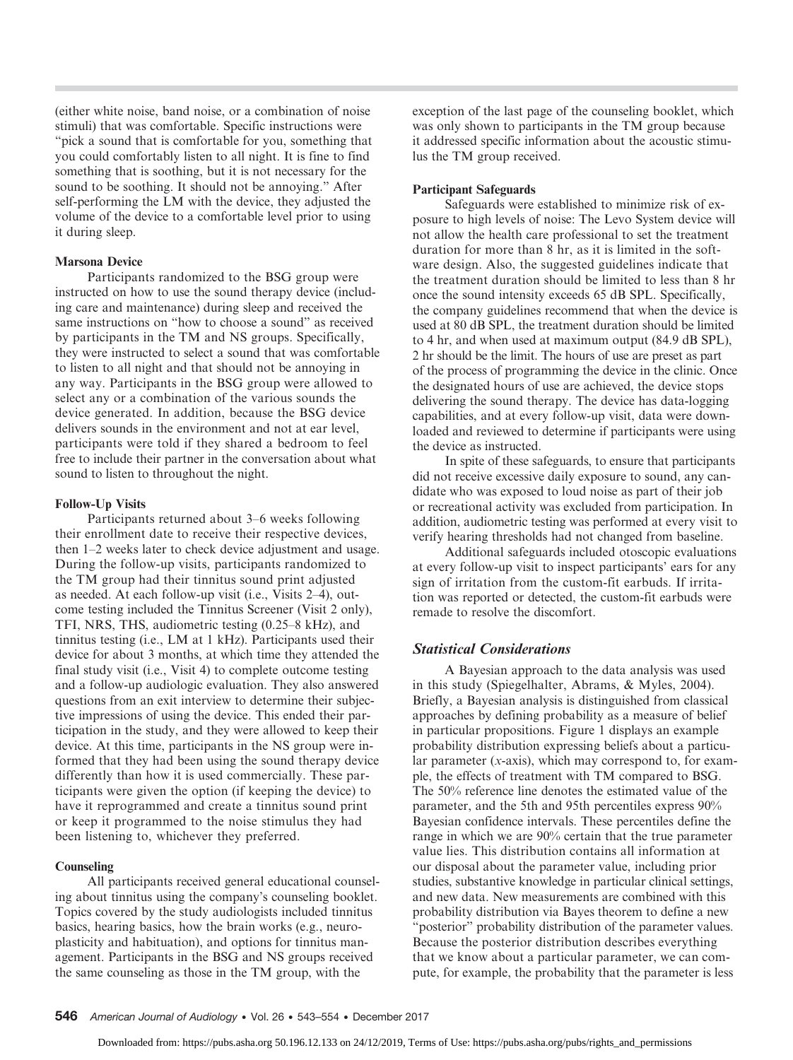(either white noise, band noise, or a combination of noise stimuli) that was comfortable. Specific instructions were "pick a sound that is comfortable for you, something that you could comfortably listen to all night. It is fine to find something that is soothing, but it is not necessary for the sound to be soothing. It should not be annoying." After self-performing the LM with the device, they adjusted the volume of the device to a comfortable level prior to using it during sleep.

#### Marsona Device

Participants randomized to the BSG group were instructed on how to use the sound therapy device (including care and maintenance) during sleep and received the same instructions on "how to choose a sound" as received by participants in the TM and NS groups. Specifically, they were instructed to select a sound that was comfortable to listen to all night and that should not be annoying in any way. Participants in the BSG group were allowed to select any or a combination of the various sounds the device generated. In addition, because the BSG device delivers sounds in the environment and not at ear level, participants were told if they shared a bedroom to feel free to include their partner in the conversation about what sound to listen to throughout the night.

#### Follow-Up Visits

Participants returned about 3–6 weeks following their enrollment date to receive their respective devices, then 1–2 weeks later to check device adjustment and usage. During the follow-up visits, participants randomized to the TM group had their tinnitus sound print adjusted as needed. At each follow-up visit (i.e., Visits 2–4), outcome testing included the Tinnitus Screener (Visit 2 only), TFI, NRS, THS, audiometric testing (0.25–8 kHz), and tinnitus testing (i.e., LM at 1 kHz). Participants used their device for about 3 months, at which time they attended the final study visit (i.e., Visit 4) to complete outcome testing and a follow-up audiologic evaluation. They also answered questions from an exit interview to determine their subjective impressions of using the device. This ended their participation in the study, and they were allowed to keep their device. At this time, participants in the NS group were informed that they had been using the sound therapy device differently than how it is used commercially. These participants were given the option (if keeping the device) to have it reprogrammed and create a tinnitus sound print or keep it programmed to the noise stimulus they had been listening to, whichever they preferred.

#### Counseling

All participants received general educational counseling about tinnitus using the company's counseling booklet. Topics covered by the study audiologists included tinnitus basics, hearing basics, how the brain works (e.g., neuroplasticity and habituation), and options for tinnitus management. Participants in the BSG and NS groups received the same counseling as those in the TM group, with the exception of the last page of the counseling booklet, which was only shown to participants in the TM group because it addressed specific information about the acoustic stimulus the TM group received.

#### Participant Safeguards

Safeguards were established to minimize risk of exposure to high levels of noise: The Levo System device will not allow the health care professional to set the treatment duration for more than 8 hr, as it is limited in the software design. Also, the suggested guidelines indicate that the treatment duration should be limited to less than 8 hr once the sound intensity exceeds 65 dB SPL. Specifically, the company guidelines recommend that when the device is used at 80 dB SPL, the treatment duration should be limited to 4 hr, and when used at maximum output (84.9 dB SPL), 2 hr should be the limit. The hours of use are preset as part of the process of programming the device in the clinic. Once the designated hours of use are achieved, the device stops delivering the sound therapy. The device has data-logging capabilities, and at every follow-up visit, data were downloaded and reviewed to determine if participants were using the device as instructed.

In spite of these safeguards, to ensure that participants did not receive excessive daily exposure to sound, any candidate who was exposed to loud noise as part of their job or recreational activity was excluded from participation. In addition, audiometric testing was performed at every visit to verify hearing thresholds had not changed from baseline.

Additional safeguards included otoscopic evaluations at every follow-up visit to inspect participants' ears for any sign of irritation from the custom-fit earbuds. If irritation was reported or detected, the custom-fit earbuds were remade to resolve the discomfort.

### Statistical Considerations

A Bayesian approach to the data analysis was used in this study (Spiegelhalter, Abrams, & Myles, 2004). Briefly, a Bayesian analysis is distinguished from classical approaches by defining probability as a measure of belief in particular propositions. Figure 1 displays an example probability distribution expressing beliefs about a particular parameter ($x$-axis), which may correspond to, for example, the effects of treatment with TM compared to BSG. The 50% reference line denotes the estimated value of the parameter, and the 5th and 95th percentiles express 90% Bayesian confidence intervals. These percentiles define the range in which we are 90% certain that the true parameter value lies. This distribution contains all information at our disposal about the parameter value, including prior studies, substantive knowledge in particular clinical settings, and new data. New measurements are combined with this probability distribution via Bayes theorem to define a new "posterior" probability distribution of the parameter values. Because the posterior distribution describes everything that we know about a particular parameter, we can compute, for example, the probability that the parameter is less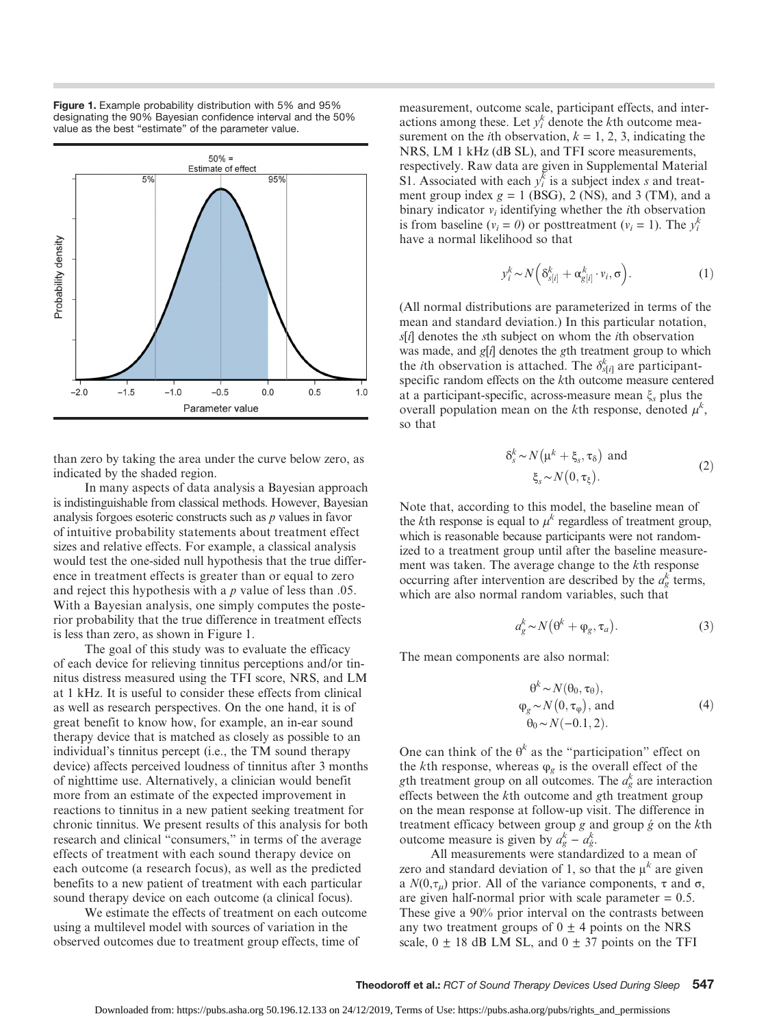**Figure 1.** Example probability distribution with 5% and 95% designating the 90% Bayesian confidence interval and the 50% value as the best "estimate" of the parameter value.

than zero by taking the area under the curve below zero, as indicated by the shaded region.

In many aspects of data analysis a Bayesian approach is indistinguishable from classical methods. However, Bayesian analysis forgoes esoteric constructs such as *p* values in favor of intuitive probability statements about treatment effect sizes and relative effects. For example, a classical analysis would test the one-sided null hypothesis that the true difference in treatment effects is greater than or equal to zero and reject this hypothesis with a *p* value of less than .05. With a Bayesian analysis, one simply computes the posterior probability that the true difference in treatment effects is less than zero, as shown in Figure 1.

The goal of this study was to evaluate the efficacy of each device for relieving tinnitus perceptions and/or tinnitus distress measured using the TFI score, NRS, and LM at 1 kHz. It is useful to consider these effects from clinical as well as research perspectives. On the one hand, it is of great benefit to know how, for example, an in-ear sound therapy device that is matched as closely as possible to an individual's tinnitus percept (i.e., the TM sound therapy device) affects perceived loudness of tinnitus after 3 months of nighttime use. Alternatively, a clinician would benefit more from an estimate of the expected improvement in reactions to tinnitus in a new patient seeking treatment for chronic tinnitus. We present results of this analysis for both research and clinical "consumers," in terms of the average effects of treatment with each sound therapy device on each outcome (a research focus), as well as the predicted benefits to a new patient of treatment with each particular sound therapy device on each outcome (a clinical focus).

We estimate the effects of treatment on each outcome using a multilevel model with sources of variation in the observed outcomes due to treatment group effects, time of measurement, outcome scale, participant effects, and interactions among these. Let $y_i^k$ denote the $k$th outcome measurement on the $i$th observation, $k = 1, 2, 3$, indicating the NRS, LM 1 kHz (dB SL), and TFI score measurements, respectively. Raw data are given in Supplemental Material S1. Associated with each $y_i^k$ is a subject index $s$ and treatment group index $g = 1$ (BSG), 2 (NS), and 3 (TM), and a binary indicator $v_i$ identifying whether the $i$th observation is from baseline ($v_i = 0$) or posttreatment ($v_i = 1$). The $y_i^k$ have a normal likelihood so that

$$y_i^k \sim N\left(\delta_{s[i]}^k + \alpha_{g[i]}^k \cdot v_i, \sigma\right). \quad (1)$$

(All normal distributions are parameterized in terms of the mean and standard deviation.) In this particular notation, $s[i]$ denotes the $s$th subject on whom the $i$th observation was made, and $g[i]$ denotes the $g$th treatment group to which the $i$th observation is attached. The $\delta_{s[i]}^k$ are participant-specific random effects on the $k$th outcome measure centered at a participant-specific, across-measure mean $\xi_s$ plus the overall population mean on the $k$th response, denoted $\mu^k$, so that

$$\delta_s^k \sim N\left(\mu^k + \xi_s, \tau_\delta\right) \text{ and } \\ \xi_s \sim N\left(0, \tau_\xi\right). \quad (2)$$

Note that, according to this model, the baseline mean of the $k$th response is equal to $\mu^k$ regardless of treatment group, which is reasonable because participants were not randomized to a treatment group until after the baseline measurement was taken. The average change to the $k$th response occurring after intervention are described by the $a_g^k$ terms, which are also normal random variables, such that

$$a_g^k \sim N\left(\theta^k + \varphi_g, \tau_a\right). \quad (3)$$

The mean components are also normal:

$$\theta^k \sim N(\theta_0, \tau_\theta), \\ \varphi_g \sim N\left(0, \tau_\varphi\right), \text{ and } \\ \theta_0 \sim N(-0.1, 2). \quad (4)$$

One can think of the $\theta^k$ as the "participation" effect on the $k$th response, whereas $\varphi_g$ is the overall effect of the $g$th treatment group on all outcomes. The $a_g^k$ are interaction effects between the $k$th outcome and $g$th treatment group on the mean response at follow-up visit. The difference in treatment efficacy between group $g$ and group $\acute{g}$ on the $k$th outcome measure is given by $a_g^k - a_{\acute{g}}^k$.

All measurements were standardized to a mean of zero and standard deviation of 1, so that the $\mu^k$ are given a $N(0,\tau_\mu)$ prior. All of the variance components, $\tau$ and $\sigma$, are given half-normal prior with scale parameter = 0.5. These give a 90% prior interval on the contrasts between any two treatment groups of $0 \pm 4$ points on the NRS scale, $0 \pm 18$ dB LM SL, and $0 \pm 37$ points on the TFI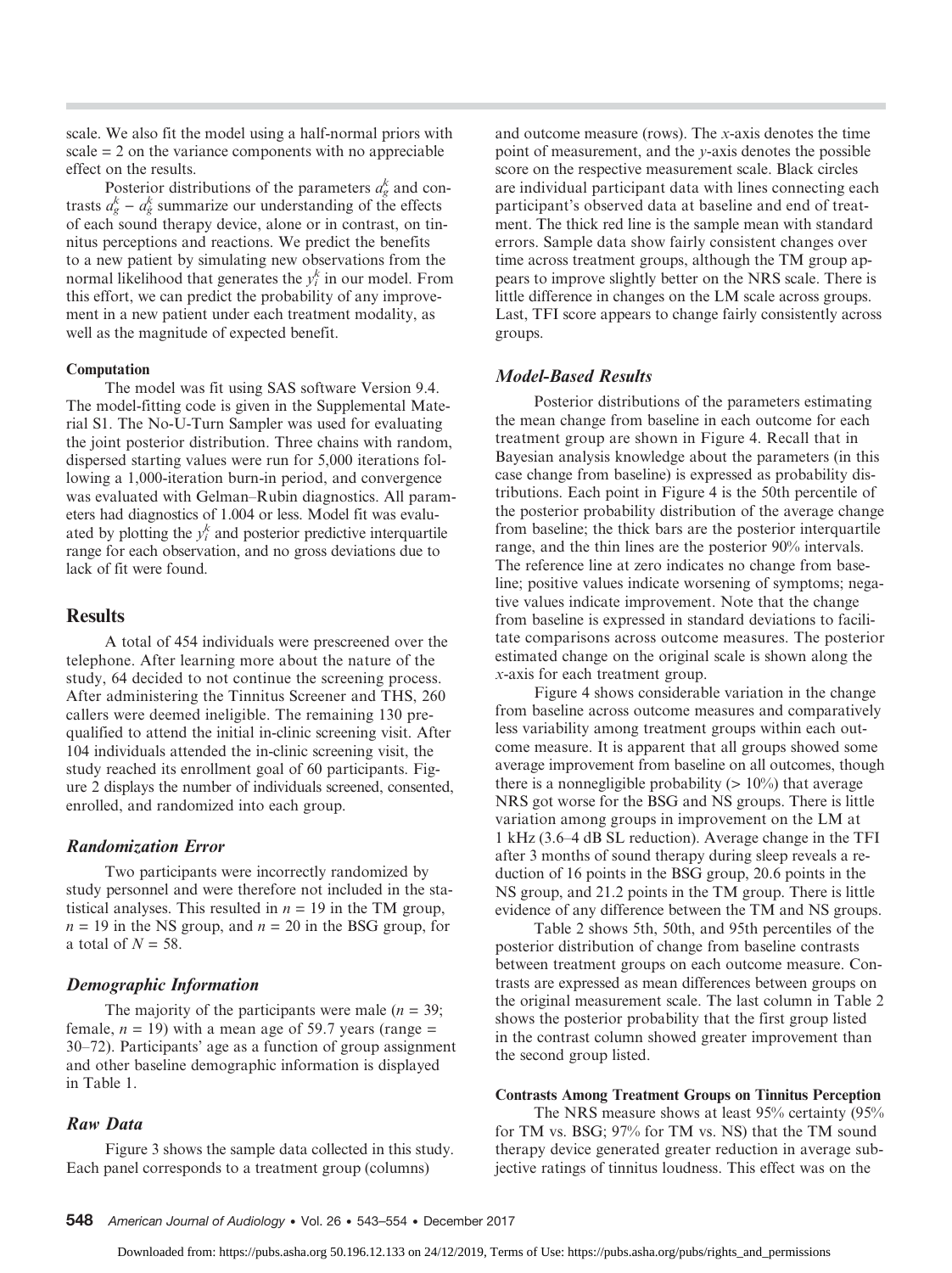scale. We also fit the model using a half-normal priors with scale = 2 on the variance components with no appreciable effect on the results.

Posterior distributions of the parameters $d_g^k$ and contrasts $d_g^k - d_g^k$ summarize our understanding of the effects of each sound therapy device, alone or in contrast, on tinnitus perceptions and reactions. We predict the benefits to a new patient by simulating new observations from the normal likelihood that generates the $y_i^k$ in our model. From this effort, we can predict the probability of any improvement in a new patient under each treatment modality, as well as the magnitude of expected benefit.

#### Computation

The model was fit using SAS software Version 9.4. The model-fitting code is given in the Supplemental Material S1. The No-U-Turn Sampler was used for evaluating the joint posterior distribution. Three chains with random, dispersed starting values were run for 5,000 iterations following a 1,000-iteration burn-in period, and convergence was evaluated with Gelman–Rubin diagnostics. All parameters had diagnostics of 1.004 or less. Model fit was evaluated by plotting the $y_i^k$ and posterior predictive interquartile range for each observation, and no gross deviations due to lack of fit were found.

## Results

A total of 454 individuals were prescreened over the telephone. After learning more about the nature of the study, 64 decided to not continue the screening process. After administering the Tinnitus Screener and THS, 260 callers were deemed ineligible. The remaining 130 prequalified to attend the initial in-clinic screening visit. After 104 individuals attended the in-clinic screening visit, the study reached its enrollment goal of 60 participants. Figure 2 displays the number of individuals screened, consented, enrolled, and randomized into each group.

### *Randomization Error*

Two participants were incorrectly randomized by study personnel and were therefore not included in the statistical analyses. This resulted in $n$ = 19 in the TM group, $n$ = 19 in the NS group, and $n$ = 20 in the BSG group, for a total of $N$ = 58.

### *Demographic Information*

The majority of the participants were male ($n$ = 39; female, $n$ = 19) with a mean age of 59.7 years (range = 30–72). Participants' age as a function of group assignment and other baseline demographic information is displayed in Table 1.

### *Raw Data*

Figure 3 shows the sample data collected in this study. Each panel corresponds to a treatment group (columns) and outcome measure (rows). The $x$-axis denotes the time point of measurement, and the $y$-axis denotes the possible score on the respective measurement scale. Black circles are individual participant data with lines connecting each participant's observed data at baseline and end of treatment. The thick red line is the sample mean with standard errors. Sample data show fairly consistent changes over time across treatment groups, although the TM group appears to improve slightly better on the NRS scale. There is little difference in changes on the LM scale across groups. Last, TFI score appears to change fairly consistently across groups.

### *Model-Based Results*

Posterior distributions of the parameters estimating the mean change from baseline in each outcome for each treatment group are shown in Figure 4. Recall that in Bayesian analysis knowledge about the parameters (in this case change from baseline) is expressed as probability distributions. Each point in Figure 4 is the 50th percentile of the posterior probability distribution of the average change from baseline; the thick bars are the posterior interquartile range, and the thin lines are the posterior 90% intervals. The reference line at zero indicates no change from baseline; positive values indicate worsening of symptoms; negative values indicate improvement. Note that the change from baseline is expressed in standard deviations to facilitate comparisons across outcome measures. The posterior estimated change on the original scale is shown along the $x$-axis for each treatment group.

Figure 4 shows considerable variation in the change from baseline across outcome measures and comparatively less variability among treatment groups within each outcome measure. It is apparent that all groups showed some average improvement from baseline on all outcomes, though there is a nonnegligible probability (> 10%) that average NRS got worse for the BSG and NS groups. There is little variation among groups in improvement on the LM at 1 kHz (3.6–4 dB SL reduction). Average change in the TFI after 3 months of sound therapy during sleep reveals a reduction of 16 points in the BSG group, 20.6 points in the NS group, and 21.2 points in the TM group. There is little evidence of any difference between the TM and NS groups.

Table 2 shows 5th, 50th, and 95th percentiles of the posterior distribution of change from baseline contrasts between treatment groups on each outcome measure. Contrasts are expressed as mean differences between groups on the original measurement scale. The last column in Table 2 shows the posterior probability that the first group listed in the contrast column showed greater improvement than the second group listed.

#### Contrasts Among Treatment Groups on Tinnitus Perception

The NRS measure shows at least 95% certainty (95% for TM vs. BSG; 97% for TM vs. NS) that the TM sound therapy device generated greater reduction in average subjective ratings of tinnitus loudness. This effect was on the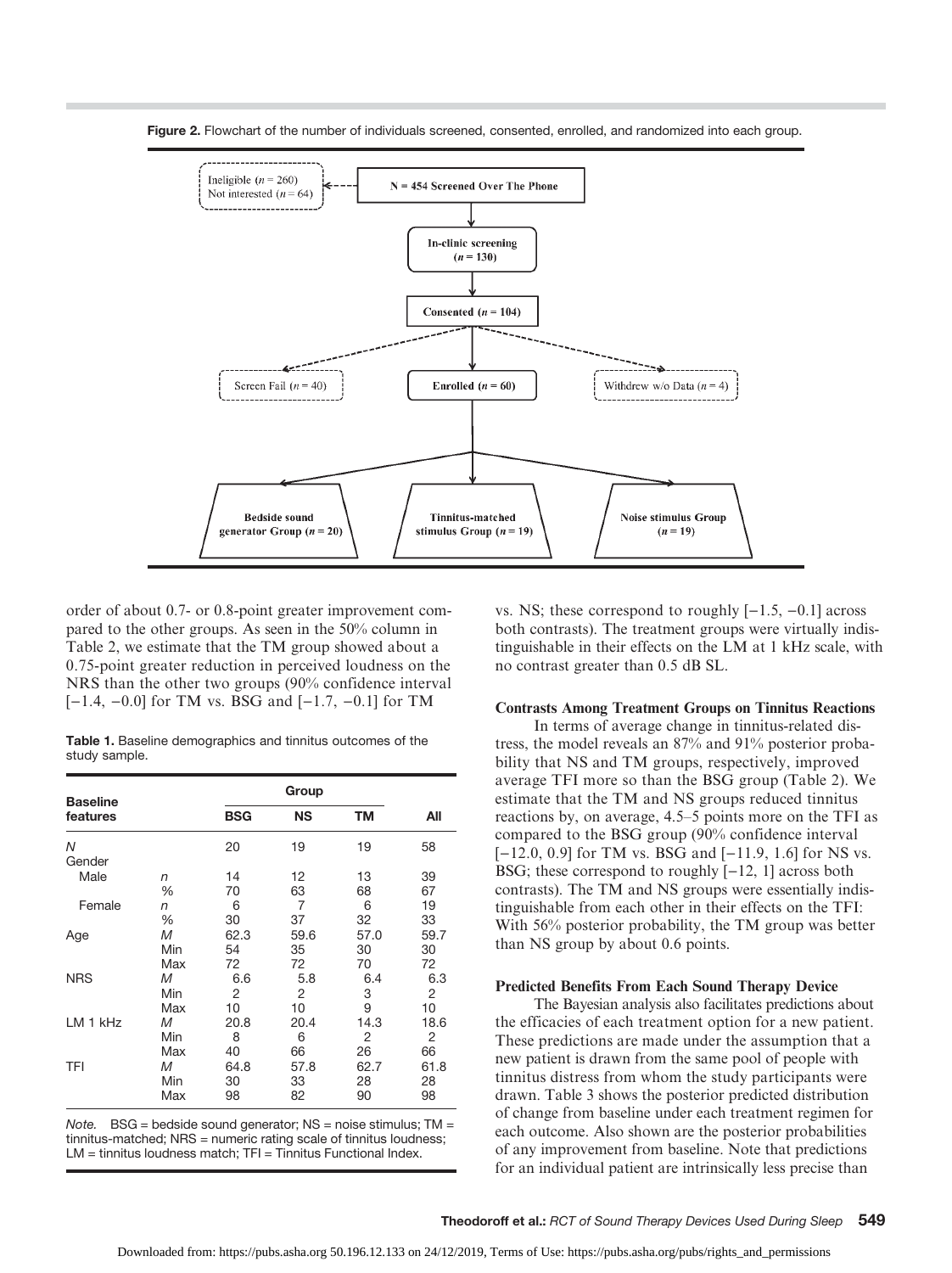**Figure 2.** Flowchart of the number of individuals screened, consented, enrolled, and randomized into each group.

N = 454 Screened Over The Phone

Ineligible ($n$ = 260)
Not interested ($n$ = 64)

In-clinic screening ($n$ = 130)

Consented ($n$ = 104)

Screen Fail ($n$ = 40)

Enrolled ($n$ = 60)

Withdrew w/o Data ($n$ = 4)

Bedside sound generator Group ($n$ = 20)

Tinnitus-matched stimulus Group ($n$ = 19)

Noise stimulus Group ($n$ = 19)

order of about 0.7- or 0.8-point greater improvement compared to the other groups. As seen in the 50% column in Table 2, we estimate that the TM group showed about a 0.75-point greater reduction in perceived loudness on the NRS than the other two groups (90% confidence interval [−1.4, −0.0] for TM vs. BSG and [−1.7, −0.1] for TM vs. NS; these correspond to roughly [−1.5, −0.1] across both contrasts). The treatment groups were virtually indistinguishable in their effects on the LM at 1 kHz scale, with no contrast greater than 0.5 dB SL.

**Table 1.** Baseline demographics and tinnitus outcomes of the study sample.

| Baseline features | | Group | | | All |
|---|---|---|---|---|---|
| | | BSG | NS | TM | |
| *N* | | 20 | 19 | 19 | 58 |
| Gender | | | | | |
| Male | *n* | 14 | 12 | 13 | 39 |
| | % | 70 | 63 | 68 | 67 |
| Female | *n* | 6 | 7 | 6 | 19 |
| | % | 30 | 37 | 32 | 33 |
| Age | *M* | 62.3 | 59.6 | 57.0 | 59.7 |
| | Min | 54 | 35 | 30 | 30 |
| | Max | 72 | 72 | 70 | 72 |
| NRS | *M* | 6.6 | 5.8 | 6.4 | 6.3 |
| | Min | 2 | 2 | 3 | 2 |
| | Max | 10 | 10 | 9 | 10 |
| LM 1 kHz | *M* | 20.8 | 20.4 | 14.3 | 18.6 |
| | Min | 8 | 6 | 2 | 2 |
| | Max | 40 | 66 | 26 | 66 |
| TFI | *M* | 64.8 | 57.8 | 62.7 | 61.8 |
| | Min | 30 | 33 | 28 | 28 |
| | Max | 98 | 82 | 90 | 98 |

*Note.* BSG = bedside sound generator; NS = noise stimulus; TM = tinnitus-matched; NRS = numeric rating scale of tinnitus loudness; LM = tinnitus loudness match; TFI = Tinnitus Functional Index.

### Contrasts Among Treatment Groups on Tinnitus Reactions

In terms of average change in tinnitus-related distress, the model reveals an 87% and 91% posterior probability that NS and TM groups, respectively, improved average TFI more so than the BSG group (Table 2). We estimate that the TM and NS groups reduced tinnitus reactions by, on average, 4.5–5 points more on the TFI as compared to the BSG group (90% confidence interval [−12.0, 0.9] for TM vs. BSG and [−11.9, 1.6] for NS vs. BSG; these correspond to roughly [−12, 1] across both contrasts). The TM and NS groups were essentially indistinguishable from each other in their effects on the TFI: With 56% posterior probability, the TM group was better than NS group by about 0.6 points.

### Predicted Benefits From Each Sound Therapy Device

The Bayesian analysis also facilitates predictions about the efficacies of each treatment option for a new patient. These predictions are made under the assumption that a new patient is drawn from the same pool of people with tinnitus distress from whom the study participants were drawn. Table 3 shows the posterior predicted distribution of change from baseline under each treatment regimen for each outcome. Also shown are the posterior probabilities of any improvement from baseline. Note that predictions for an individual patient are intrinsically less precise than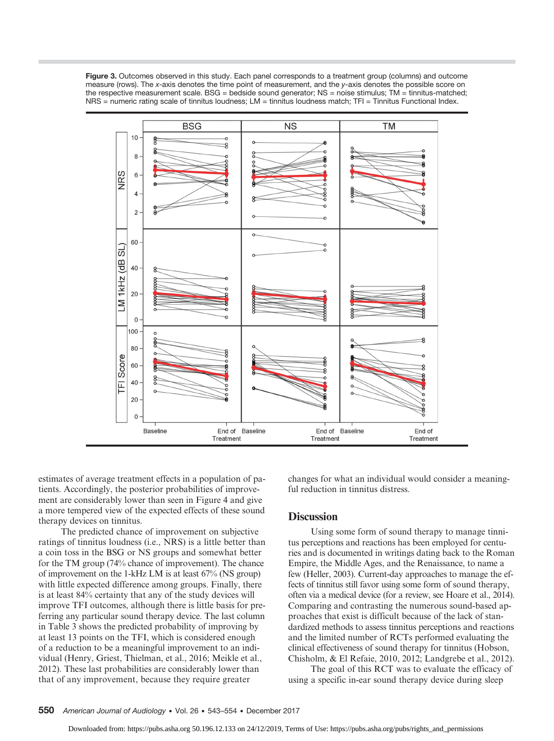**Figure 3.** Outcomes observed in this study. Each panel corresponds to a treatment group (columns) and outcome measure (rows). The *x*-axis denotes the time point of measurement, and the *y*-axis denotes the possible score on the respective measurement scale. BSG = bedside sound generator; NS = noise stimulus; TM = tinnitus-matched; NRS = numeric rating scale of tinnitus loudness; LM = tinnitus loudness match; TFI = Tinnitus Functional Index.

estimates of average treatment effects in a population of patients. Accordingly, the posterior probabilities of improvement are considerably lower than seen in Figure 4 and give a more tempered view of the expected effects of these sound therapy devices on tinnitus.

The predicted chance of improvement on subjective ratings of tinnitus loudness (i.e., NRS) is a little better than a coin toss in the BSG or NS groups and somewhat better for the TM group (74% chance of improvement). The chance of improvement on the 1-kHz LM is at least 67% (NS group) with little expected difference among groups. Finally, there is at least 84% certainty that any of the study devices will improve TFI outcomes, although there is little basis for preferring any particular sound therapy device. The last column in Table 3 shows the predicted probability of improving by at least 13 points on the TFI, which is considered enough of a reduction to be a meaningful improvement to an individual (Henry, Griest, Thielman, et al., 2016; Meikle et al., 2012). These last probabilities are considerably lower than that of any improvement, because they require greater changes for what an individual would consider a meaningful reduction in tinnitus distress.

## Discussion

Using some form of sound therapy to manage tinnitus perceptions and reactions has been employed for centuries and is documented in writings dating back to the Roman Empire, the Middle Ages, and the Renaissance, to name a few (Heller, 2003). Current-day approaches to manage the effects of tinnitus still favor using some form of sound therapy, often via a medical device (for a review, see Hoare et al., 2014). Comparing and contrasting the numerous sound-based approaches that exist is difficult because of the lack of standardized methods to assess tinnitus perceptions and reactions and the limited number of RCTs performed evaluating the clinical effectiveness of sound therapy for tinnitus (Hobson, Chisholm, & El Refaie, 2010, 2012; Landgrebe et al., 2012).

The goal of this RCT was to evaluate the efficacy of using a specific in-ear sound therapy device during sleep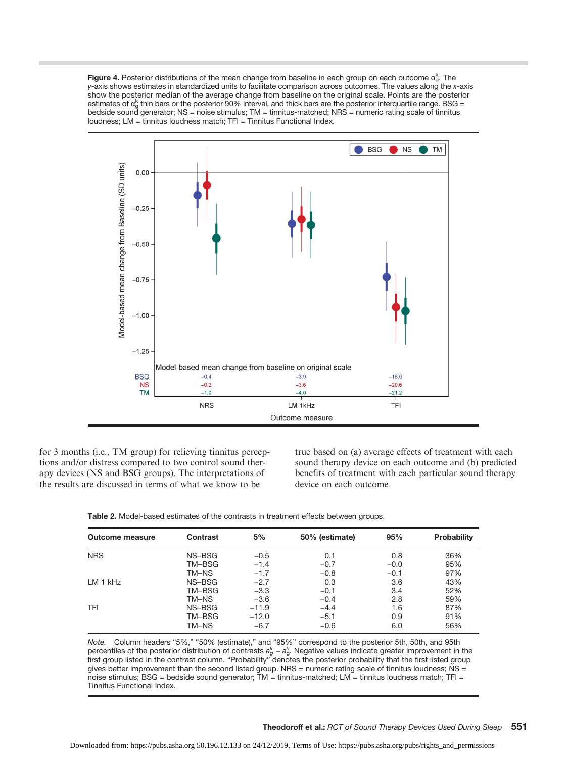**Figure 4.** Posterior distributions of the mean change from baseline in each group on each outcome $\alpha_g^k$. The *y*-axis shows estimates in standardized units to facilitate comparison across outcomes. The values along the *x*-axis show the posterior median of the average change from baseline on the original scale. Points are the posterior estimates of $\alpha_g^k$ thin bars or the posterior 90% interval, and thick bars are the posterior interquartile range. BSG = bedside sound generator; NS = noise stimulus; TM = tinnitus-matched; NRS = numeric rating scale of tinnitus loudness; LM = tinnitus loudness match; TFI = Tinnitus Functional Index.

for 3 months (i.e., TM group) for relieving tinnitus perceptions and/or distress compared to two control sound therapy devices (NS and BSG groups). The interpretations of the results are discussed in terms of what we know to be true based on (a) average effects of treatment with each sound therapy device on each outcome and (b) predicted benefits of treatment with each particular sound therapy device on each outcome.

**Table 2.** Model-based estimates of the contrasts in treatment effects between groups.

| Outcome measure | Contrast | 5% | 50% (estimate) | 95% | Probability |
|---|---|---|---|---|---|
| NRS | NS–BSG | −0.5 | 0.1 | 0.8 | 36% |
| | TM–BSG | −1.4 | −0.7 | −0.0 | 95% |
| | TM–NS | −1.7 | −0.8 | −0.1 | 97% |
| LM 1 kHz | NS–BSG | −2.7 | 0.3 | 3.6 | 43% |
| | TM–BSG | −3.3 | −0.1 | 3.4 | 52% |
| | TM–NS | −3.6 | −0.4 | 2.8 | 59% |
| TFI | NS–BSG | −11.9 | −4.4 | 1.6 | 87% |
| | TM–BSG | −12.0 | −5.1 | 0.9 | 91% |
| | TM–NS | −6.7 | −0.6 | 6.0 | 56% |

*Note.* Column headers "5%," "50% (estimate)," and "95%" correspond to the posterior 5th, 50th, and 95th percentiles of the posterior distribution of contrasts $a_g^k - a_g^k$. Negative values indicate greater improvement in the first group listed in the contrast column. "Probability" denotes the posterior probability that the first listed group gives better improvement than the second listed group. NRS = numeric rating scale of tinnitus loudness; NS = noise stimulus; BSG = bedside sound generator; TM = tinnitus-matched; LM = tinnitus loudness match; TFI = Tinnitus Functional Index.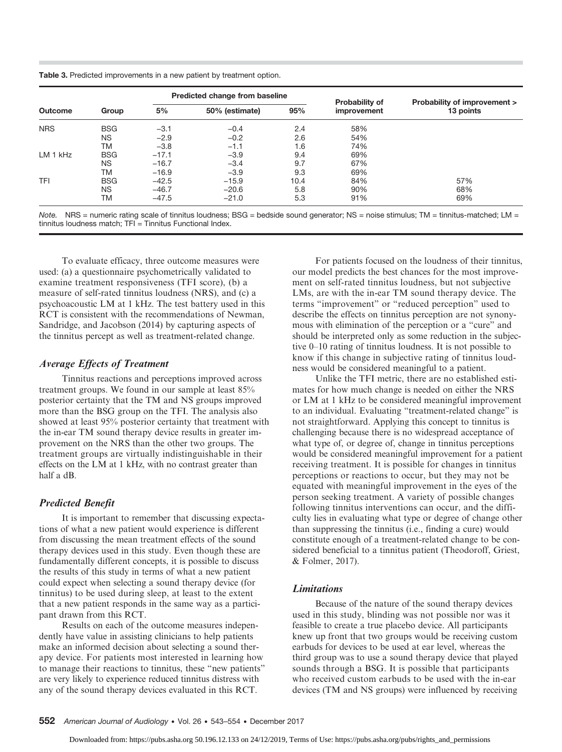**Table 3.** Predicted improvements in a new patient by treatment option.

| Outcome | Group | Predicted change from baseline | | | Probability of improvement | Probability of improvement > 13 points |
|---|---|---|---|---|---|---|
| | | 5% | 50% (estimate) | 95% | | |
| NRS | BSG | −3.1 | −0.4 | 2.4 | 58% | |
| | NS | −2.9 | −0.2 | 2.6 | 54% | |
| | TM | −3.8 | −1.1 | 1.6 | 74% | |
| LM 1 kHz | BSG | −17.1 | −3.9 | 9.4 | 69% | |
| | NS | −16.7 | −3.4 | 9.7 | 67% | |
| | TM | −16.9 | −3.9 | 9.3 | 69% | |
| TFI | BSG | −42.5 | −15.9 | 10.4 | 84% | 57% |
| | NS | −46.7 | −20.6 | 5.8 | 90% | 68% |
| | TM | −47.5 | −21.0 | 5.3 | 91% | 69% |

*Note.* NRS = numeric rating scale of tinnitus loudness; BSG = bedside sound generator; NS = noise stimulus; TM = tinnitus-matched; LM = tinnitus loudness match; TFI = Tinnitus Functional Index.

To evaluate efficacy, three outcome measures were used: (a) a questionnaire psychometrically validated to examine treatment responsiveness (TFI score), (b) a measure of self-rated tinnitus loudness (NRS), and (c) a psychoacoustic LM at 1 kHz. The test battery used in this RCT is consistent with the recommendations of Newman, Sandridge, and Jacobson (2014) by capturing aspects of the tinnitus percept as well as treatment-related change.

### Average Effects of Treatment

Tinnitus reactions and perceptions improved across treatment groups. We found in our sample at least 85% posterior certainty that the TM and NS groups improved more than the BSG group on the TFI. The analysis also showed at least 95% posterior certainty that treatment with the in-ear TM sound therapy device results in greater improvement on the NRS than the other two groups. The treatment groups are virtually indistinguishable in their effects on the LM at 1 kHz, with no contrast greater than half a dB.

### Predicted Benefit

It is important to remember that discussing expectations of what a new patient would experience is different from discussing the mean treatment effects of the sound therapy devices used in this study. Even though these are fundamentally different concepts, it is possible to discuss the results of this study in terms of what a new patient could expect when selecting a sound therapy device (for tinnitus) to be used during sleep, at least to the extent that a new patient responds in the same way as a participant drawn from this RCT.

Results on each of the outcome measures independently have value in assisting clinicians to help patients make an informed decision about selecting a sound therapy device. For patients most interested in learning how to manage their reactions to tinnitus, these "new patients" are very likely to experience reduced tinnitus distress with any of the sound therapy devices evaluated in this RCT.

For patients focused on the loudness of their tinnitus, our model predicts the best chances for the most improvement on self-rated tinnitus loudness, but not subjective LMs, are with the in-ear TM sound therapy device. The terms "improvement" or "reduced perception" used to describe the effects on tinnitus perception are not synonymous with elimination of the perception or a "cure" and should be interpreted only as some reduction in the subjective 0–10 rating of tinnitus loudness. It is not possible to know if this change in subjective rating of tinnitus loudness would be considered meaningful to a patient.

Unlike the TFI metric, there are no established estimates for how much change is needed on either the NRS or LM at 1 kHz to be considered meaningful improvement to an individual. Evaluating "treatment-related change" is not straightforward. Applying this concept to tinnitus is challenging because there is no widespread acceptance of what type of, or degree of, change in tinnitus perceptions would be considered meaningful improvement for a patient receiving treatment. It is possible for changes in tinnitus perceptions or reactions to occur, but they may not be equated with meaningful improvement in the eyes of the person seeking treatment. A variety of possible changes following tinnitus interventions can occur, and the difficulty lies in evaluating what type or degree of change other than suppressing the tinnitus (i.e., finding a cure) would constitute enough of a treatment-related change to be considered beneficial to a tinnitus patient (Theodoroff, Griest, & Folmer, 2017).

### Limitations

Because of the nature of the sound therapy devices used in this study, blinding was not possible nor was it feasible to create a true placebo device. All participants knew up front that two groups would be receiving custom earbuds for devices to be used at ear level, whereas the third group was to use a sound therapy device that played sounds through a BSG. It is possible that participants who received custom earbuds to be used with the in-ear devices (TM and NS groups) were influenced by receiving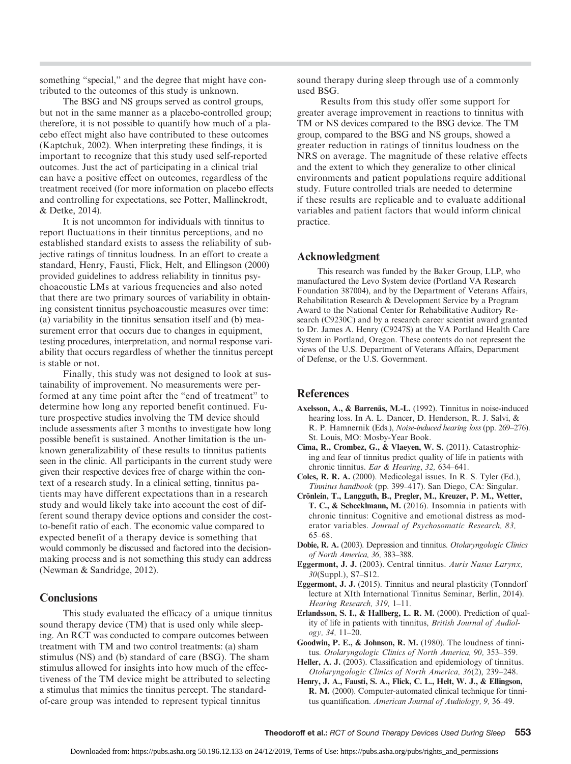something "special," and the degree that might have contributed to the outcomes of this study is unknown.

The BSG and NS groups served as control groups, but not in the same manner as a placebo-controlled group; therefore, it is not possible to quantify how much of a placebo effect might also have contributed to these outcomes (Kaptchuk, 2002). When interpreting these findings, it is important to recognize that this study used self-reported outcomes. Just the act of participating in a clinical trial can have a positive effect on outcomes, regardless of the treatment received (for more information on placebo effects and controlling for expectations, see Potter, Mallinckrodt, & Detke, 2014).

It is not uncommon for individuals with tinnitus to report fluctuations in their tinnitus perceptions, and no established standard exists to assess the reliability of subjective ratings of tinnitus loudness. In an effort to create a standard, Henry, Fausti, Flick, Helt, and Ellingson (2000) provided guidelines to address reliability in tinnitus psychoacoustic LMs at various frequencies and also noted that there are two primary sources of variability in obtaining consistent tinnitus psychoacoustic measures over time: (a) variability in the tinnitus sensation itself and (b) measurement error that occurs due to changes in equipment, testing procedures, interpretation, and normal response variability that occurs regardless of whether the tinnitus percept is stable or not.

Finally, this study was not designed to look at sustainability of improvement. No measurements were performed at any time point after the "end of treatment" to determine how long any reported benefit continued. Future prospective studies involving the TM device should include assessments after 3 months to investigate how long possible benefit is sustained. Another limitation is the unknown generalizability of these results to tinnitus patients seen in the clinic. All participants in the current study were given their respective devices free of charge within the context of a research study. In a clinical setting, tinnitus patients may have different expectations than in a research study and would likely take into account the cost of different sound therapy device options and consider the cost-to-benefit ratio of each. The economic value compared to expected benefit of a therapy device is something that would commonly be discussed and factored into the decision-making process and is not something this study can address (Newman & Sandridge, 2012).

## Conclusions

This study evaluated the efficacy of a unique tinnitus sound therapy device (TM) that is used only while sleeping. An RCT was conducted to compare outcomes between treatment with TM and two control treatments: (a) sham stimulus (NS) and (b) standard of care (BSG). The sham stimulus allowed for insights into how much of the effectiveness of the TM device might be attributed to selecting a stimulus that mimics the tinnitus percept. The standard-of-care group was intended to represent typical tinnitus sound therapy during sleep through use of a commonly used BSG.

Results from this study offer some support for greater average improvement in reactions to tinnitus with TM or NS devices compared to the BSG device. The TM group, compared to the BSG and NS groups, showed a greater reduction in ratings of tinnitus loudness on the NRS on average. The magnitude of these relative effects and the extent to which they generalize to other clinical environments and patient populations require additional study. Future controlled trials are needed to determine if these results are replicable and to evaluate additional variables and patient factors that would inform clinical practice.

## Acknowledgment

This research was funded by the Baker Group, LLP, who manufactured the Levo System device (Portland VA Research Foundation 387004), and by the Department of Veterans Affairs, Rehabilitation Research & Development Service by a Program Award to the National Center for Rehabilitative Auditory Research (C9230C) and by a research career scientist award granted to Dr. James A. Henry (C9247S) at the VA Portland Health Care System in Portland, Oregon. These contents do not represent the views of the U.S. Department of Veterans Affairs, Department of Defense, or the U.S. Government.

## References

**Axelsson, A., & Barrenäs, M.-L.** (1992). Tinnitus in noise-induced hearing loss. In A. L. Dancer, D. Henderson, R. J. Salvi, & R. P. Hamnernik (Eds.), *Noise-induced hearing loss* (pp. 269–276). St. Louis, MO: Mosby-Year Book.

**Cima, R., Crombez, G., & Vlaeyen, W. S.** (2011). Catastrophizing and fear of tinnitus predict quality of life in patients with chronic tinnitus. *Ear & Hearing*, *32,* 634–641.

**Coles, R. R. A.** (2000). Medicolegal issues. In R. S. Tyler (Ed.), *Tinnitus handbook* (pp. 399–417). San Diego, CA: Singular.

**Crönlein, T., Langguth, B., Pregler, M., Kreuzer, P. M., Wetter, T. C., & Schecklmann, M.** (2016). Insomnia in patients with chronic tinnitus: Cognitive and emotional distress as moderator variables. *Journal of Psychosomatic Research, 83,* 65–68.

**Dobie, R. A.** (2003). Depression and tinnitus. *Otolaryngologic Clinics of North America, 36,* 383–388.

**Eggermont, J. J.** (2003). Central tinnitus. *Auris Nasus Larynx, 30*(Suppl.), S7–S12.

**Eggermont, J. J.** (2015). Tinnitus and neural plasticity (Tonndorf lecture at XIth International Tinnitus Seminar, Berlin, 2014). *Hearing Research, 319,* 1–11.

**Erlandsson, S. I., & Hallberg, L. R. M.** (2000). Prediction of quality of life in patients with tinnitus, *British Journal of Audiology, 34,* 11–20.

**Goodwin, P. E., & Johnson, R. M.** (1980). The loudness of tinnitus. *Otolaryngologic Clinics of North America, 90,* 353–359.

**Heller, A. J.** (2003). Classification and epidemiology of tinnitus. *Otolaryngologic Clinics of North America, 36*(2), 239–248.

**Henry, J. A., Fausti, S. A., Flick, C. L., Helt, W. J., & Ellingson, R. M.** (2000). Computer-automated clinical technique for tinnitus quantification. *American Journal of Audiology, 9,* 36–49.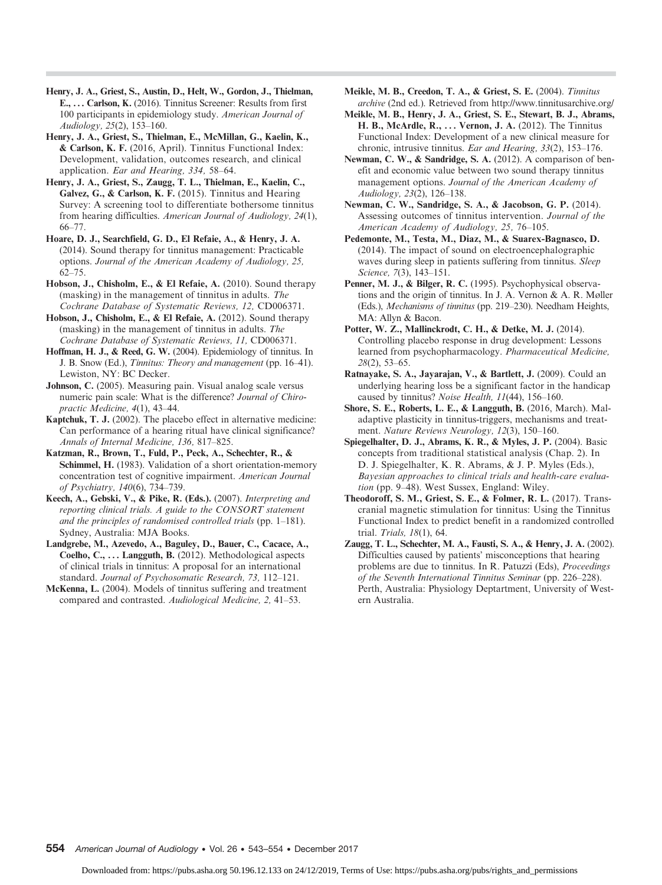**Henry, J. A., Griest, S., Austin, D., Helt, W., Gordon, J., Thielman, E., . . . Carlson, K.** (2016). Tinnitus Screener: Results from first 100 participants in epidemiology study. *American Journal of Audiology, 25*(2), 153–160.

**Henry, J. A., Griest, S., Thielman, E., McMillan, G., Kaelin, K., & Carlson, K. F.** (2016, April). Tinnitus Functional Index: Development, validation, outcomes research, and clinical application. *Ear and Hearing, 334,* 58–64.

**Henry, J. A., Griest, S., Zaugg, T. L., Thielman, E., Kaelin, C., Galvez, G., & Carlson, K. F.** (2015). Tinnitus and Hearing Survey: A screening tool to differentiate bothersome tinnitus from hearing difficulties. *American Journal of Audiology, 24*(1), 66–77.

**Hoare, D. J., Searchfield, G. D., El Refaie, A., & Henry, J. A.** (2014). Sound therapy for tinnitus management: Practicable options. *Journal of the American Academy of Audiology, 25,* 62–75.

**Hobson, J., Chisholm, E., & El Refaie, A.** (2010). Sound therapy (masking) in the management of tinnitus in adults. *The Cochrane Database of Systematic Reviews, 12,* CD006371.

**Hobson, J., Chisholm, E., & El Refaie, A.** (2012). Sound therapy (masking) in the management of tinnitus in adults. *The Cochrane Database of Systematic Reviews, 11,* CD006371.

**Hoffman, H. J., & Reed, G. W.** (2004). Epidemiology of tinnitus. In J. B. Snow (Ed.), *Tinnitus: Theory and management* (pp. 16–41). Lewiston, NY: BC Decker.

**Johnson, C.** (2005). Measuring pain. Visual analog scale versus numeric pain scale: What is the difference? *Journal of Chiropractic Medicine, 4*(1), 43–44.

**Kaptchuk, T. J.** (2002). The placebo effect in alternative medicine: Can performance of a hearing ritual have clinical significance? *Annals of Internal Medicine, 136,* 817–825.

**Katzman, R., Brown, T., Fuld, P., Peck, A., Schechter, R., & Schimmel, H.** (1983). Validation of a short orientation-memory concentration test of cognitive impairment. *American Journal of Psychiatry, 140*(6), 734–739.

**Keech, A., Gebski, V., & Pike, R. (Eds.).** (2007). *Interpreting and reporting clinical trials. A guide to the CONSORT statement and the principles of randomised controlled trials* (pp. 1–181). Sydney, Australia: MJA Books.

**Landgrebe, M., Azevedo, A., Baguley, D., Bauer, C., Cacace, A., Coelho, C., . . . Langguth, B.** (2012). Methodological aspects of clinical trials in tinnitus: A proposal for an international standard. *Journal of Psychosomatic Research, 73,* 112–121.

**McKenna, L.** (2004). Models of tinnitus suffering and treatment compared and contrasted. *Audiological Medicine, 2,* 41–53.

**Meikle, M. B., Creedon, T. A., & Griest, S. E.** (2004). *Tinnitus archive* (2nd ed.). Retrieved from http://www.tinnitusarchive.org/

**Meikle, M. B., Henry, J. A., Griest, S. E., Stewart, B. J., Abrams, H. B., McArdle, R., . . . Vernon, J. A.** (2012). The Tinnitus Functional Index: Development of a new clinical measure for chronic, intrusive tinnitus. *Ear and Hearing, 33*(2), 153–176.

**Newman, C. W., & Sandridge, S. A.** (2012). A comparison of benefit and economic value between two sound therapy tinnitus management options. *Journal of the American Academy of Audiology, 23*(2), 126–138.

**Newman, C. W., Sandridge, S. A., & Jacobson, G. P.** (2014). Assessing outcomes of tinnitus intervention. *Journal of the American Academy of Audiology, 25,* 76–105.

**Pedemonte, M., Testa, M., Diaz, M., & Suarez-Bagnasco, D.** (2014). The impact of sound on electroencephalographic waves during sleep in patients suffering from tinnitus. *Sleep Science, 7*(3), 143–151.

**Penner, M. J., & Bilger, R. C.** (1995). Psychophysical observations and the origin of tinnitus. In J. A. Vernon & A. R. Møller (Eds.), *Mechanisms of tinnitus* (pp. 219–230). Needham Heights, MA: Allyn & Bacon.

**Potter, W. Z., Mallinckrodt, C. H., & Detke, M. J.** (2014). Controlling placebo response in drug development: Lessons learned from psychopharmacology. *Pharmaceutical Medicine, 28*(2), 53–65.

**Ratnayake, S. A., Jayarajan, V., & Bartlett, J.** (2009). Could an underlying hearing loss be a significant factor in the handicap caused by tinnitus? *Noise Health, 11*(44), 156–160.

**Shore, S. E., Roberts, L. E., & Langguth, B.** (2016, March). Maladaptive plasticity in tinnitus-triggers, mechanisms and treatment. *Nature Reviews Neurology, 12*(3), 150–160.

**Spiegelhalter, D. J., Abrams, K. R., & Myles, J. P.** (2004). Basic concepts from traditional statistical analysis (Chap. 2). In D. J. Spiegelhalter, K. R. Abrams, & J. P. Myles (Eds.), *Bayesian approaches to clinical trials and health-care evaluation* (pp. 9–48). West Sussex, England: Wiley.

**Theodoroff, S. M., Griest, S. E., & Folmer, R. L.** (2017). Transcranial magnetic stimulation for tinnitus: Using the Tinnitus Functional Index to predict benefit in a randomized controlled trial. *Trials, 18*(1), 64.

**Zaugg, T. L., Schechter, M. A., Fausti, S. A., & Henry, J. A.** (2002). Difficulties caused by patients' misconceptions that hearing problems are due to tinnitus. In R. Patuzzi (Eds), *Proceedings of the Seventh International Tinnitus Seminar* (pp. 226–228). Perth, Australia: Physiology Deptartment, University of Western Australia.

Downloaded from: https://pubs.asha.org 50.196.12.133 on 24/12/2019, Terms of Use: https://pubs.asha.org/pubs/rights_and_permissions